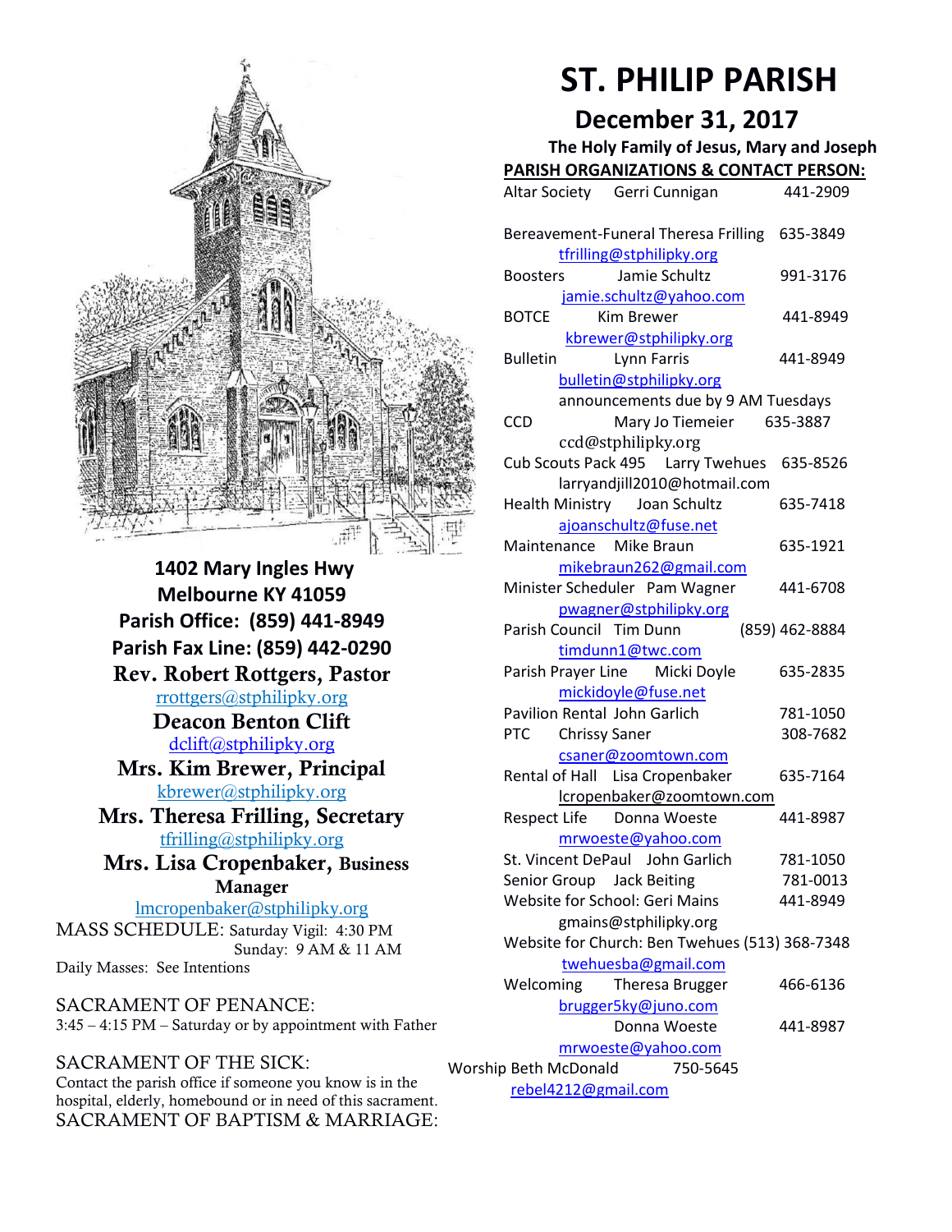1402 Mary Ingles Hwy
Melbourne KY 41059
Parish Office: (859) 441-8949
Parish Fax Line: (859) 442-0290

**Rev. Robert Rottgers, Pastor**
rrottgers@stphilipky.org

**Deacon Benton Clift**
dclift@stphilipky.org

**Mrs. Kim Brewer, Principal**
kbrewer@stphilipky.org

**Mrs. Theresa Frilling, Secretary**
tfrilling@stphilipky.org

**Mrs. Lisa Cropenbaker, Business Manager**
lmcropenbaker@stphilipky.org

MASS SCHEDULE: Saturday Vigil: 4:30 PM
Sunday: 9 AM & 11 AM
Daily Masses: See Intentions

SACRAMENT OF PENANCE:
3:45 – 4:15 PM – Saturday or by appointment with Father

SACRAMENT OF THE SICK:
Contact the parish office if someone you know is in the hospital, elderly, homebound or in need of this sacrament.

SACRAMENT OF BAPTISM & MARRIAGE:

# ST. PHILIP PARISH

## December 31, 2017

### The Holy Family of Jesus, Mary and Joseph

**PARISH ORGANIZATIONS & CONTACT PERSON:**

Altar Society — Gerri Cunnigan — 441-2909

Bereavement-Funeral — Theresa Frilling — 635-3849
tfrilling@stphilipky.org

Boosters — Jamie Schultz — 991-3176
jamie.schultz@yahoo.com

BOTCE — Kim Brewer — 441-8949
kbrewer@stphilipky.org

Bulletin — Lynn Farris — 441-8949
bulletin@stphilipky.org
announcements due by 9 AM Tuesdays

CCD — Mary Jo Tiemeier — 635-3887
ccd@stphilipky.org

Cub Scouts Pack 495 — Larry Twehues — 635-8526
larryandjill2010@hotmail.com

Health Ministry — Joan Schultz — 635-7418
ajoanschultz@fuse.net

Maintenance — Mike Braun — 635-1921
mikebraun262@gmail.com

Minister Scheduler — Pam Wagner — 441-6708
pwagner@stphilipky.org

Parish Council — Tim Dunn — (859) 462-8884
timdunn1@twc.com

Parish Prayer Line — Micki Doyle — 635-2835
mickidoyle@fuse.net

Pavilion Rental — John Garlich — 781-1050

PTC — Chrissy Saner — 308-7682
csaner@zoomtown.com

Rental of Hall — Lisa Cropenbaker — 635-7164
lcropenbaker@zoomtown.com

Respect Life — Donna Woeste — 441-8987
mrwoeste@yahoo.com

St. Vincent DePaul — John Garlich — 781-1050

Senior Group — Jack Beiting — 781-0013

Website for School: Geri Mains — 441-8949
gmains@stphilipky.org

Website for Church: Ben Twehues — (513) 368-7348
twehuesba@gmail.com

Welcoming — Theresa Brugger — 466-6136
brugger5ky@juno.com
Donna Woeste — 441-8987
mrwoeste@yahoo.com

Worship — Beth McDonald — 750-5645
rebel4212@gmail.com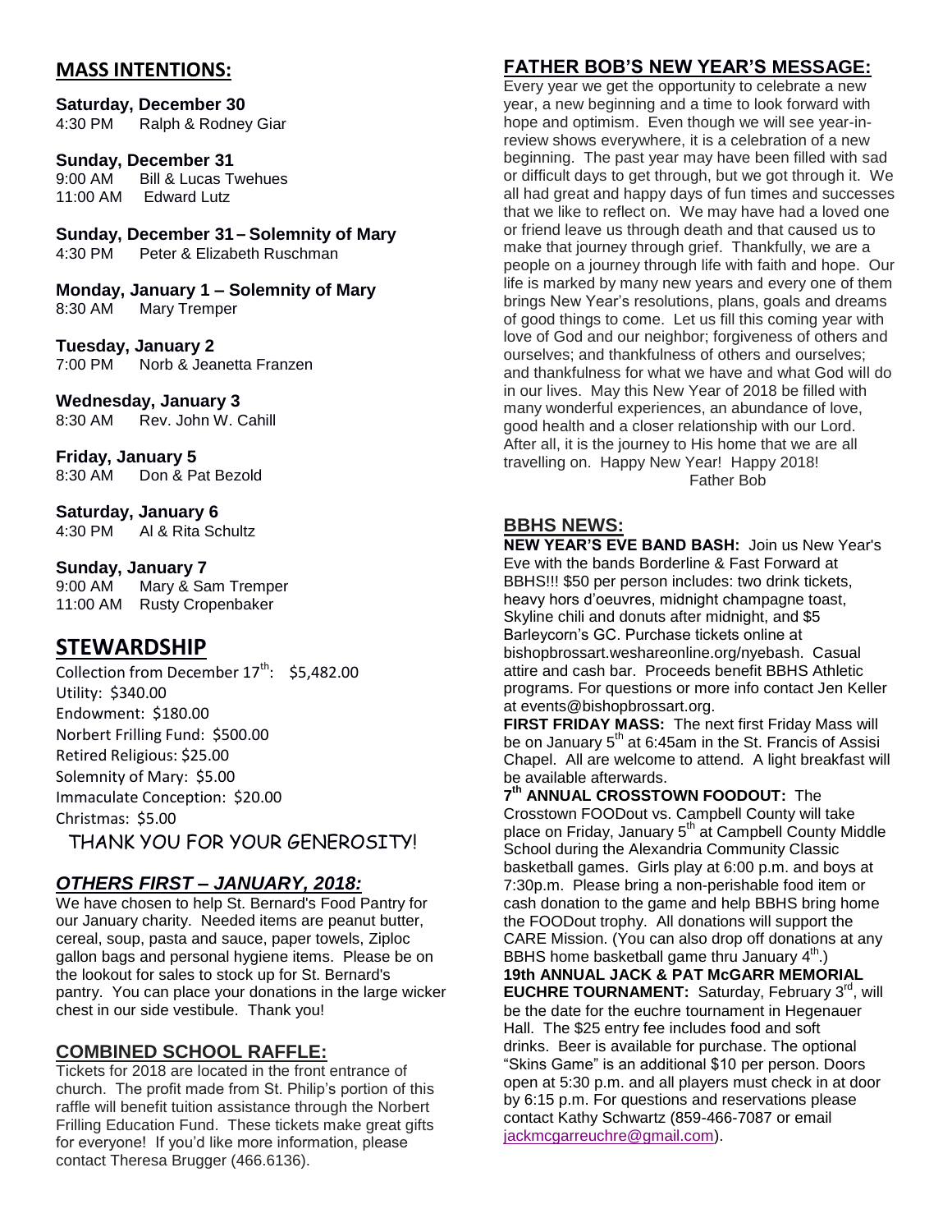## MASS INTENTIONS:

**Saturday, December 30**
4:30 PM Ralph & Rodney Giar

**Sunday, December 31**
9:00 AM Bill & Lucas Twehues
11:00 AM Edward Lutz

**Sunday, December 31 – Solemnity of Mary**
4:30 PM Peter & Elizabeth Ruschman

**Monday, January 1 – Solemnity of Mary**
8:30 AM Mary Tremper

**Tuesday, January 2**
7:00 PM Norb & Jeanetta Franzen

**Wednesday, January 3**
8:30 AM Rev. John W. Cahill

**Friday, January 5**
8:30 AM Don & Pat Bezold

**Saturday, January 6**
4:30 PM Al & Rita Schultz

**Sunday, January 7**
9:00 AM Mary & Sam Tremper
11:00 AM Rusty Cropenbaker

## STEWARDSHIP

Collection from December 17th: $5,482.00
Utility: $340.00
Endowment: $180.00
Norbert Frilling Fund: $500.00
Retired Religious: $25.00
Solemnity of Mary: $5.00
Immaculate Conception: $20.00
Christmas: $5.00

THANK YOU FOR YOUR GENEROSITY!

## *OTHERS FIRST – JANUARY, 2018:*

We have chosen to help St. Bernard's Food Pantry for our January charity. Needed items are peanut butter, cereal, soup, pasta and sauce, paper towels, Ziploc gallon bags and personal hygiene items. Please be on the lookout for sales to stock up for St. Bernard's pantry. You can place your donations in the large wicker chest in our side vestibule. Thank you!

## COMBINED SCHOOL RAFFLE:

Tickets for 2018 are located in the front entrance of church. The profit made from St. Philip's portion of this raffle will benefit tuition assistance through the Norbert Frilling Education Fund. These tickets make great gifts for everyone! If you'd like more information, please contact Theresa Brugger (466.6136).

## FATHER BOB'S NEW YEAR'S MESSAGE:

Every year we get the opportunity to celebrate a new year, a new beginning and a time to look forward with hope and optimism. Even though we will see year-in-review shows everywhere, it is a celebration of a new beginning. The past year may have been filled with sad or difficult days to get through, but we got through it. We all had great and happy days of fun times and successes that we like to reflect on. We may have had a loved one or friend leave us through death and that caused us to make that journey through grief. Thankfully, we are a people on a journey through life with faith and hope. Our life is marked by many new years and every one of them brings New Year's resolutions, plans, goals and dreams of good things to come. Let us fill this coming year with love of God and our neighbor; forgiveness of others and ourselves; and thankfulness of others and ourselves; and thankfulness for what we have and what God will do in our lives. May this New Year of 2018 be filled with many wonderful experiences, an abundance of love, good health and a closer relationship with our Lord. After all, it is the journey to His home that we are all travelling on. Happy New Year! Happy 2018!

Father Bob

## BBHS NEWS:

**NEW YEAR'S EVE BAND BASH:** Join us New Year's Eve with the bands Borderline & Fast Forward at BBHS!!! $50 per person includes: two drink tickets, heavy hors d'oeuvres, midnight champagne toast, Skyline chili and donuts after midnight, and $5 Barleycorn's GC. Purchase tickets online at bishopbrossart.weshareonline.org/nyebash. Casual attire and cash bar. Proceeds benefit BBHS Athletic programs. For questions or more info contact Jen Keller at events@bishopbrossart.org.

**FIRST FRIDAY MASS:** The next first Friday Mass will be on January 5th at 6:45am in the St. Francis of Assisi Chapel. All are welcome to attend. A light breakfast will be available afterwards.

**7th ANNUAL CROSSTOWN FOODOUT:** The Crosstown FOODout vs. Campbell County will take place on Friday, January 5th at Campbell County Middle School during the Alexandria Community Classic basketball games. Girls play at 6:00 p.m. and boys at 7:30p.m. Please bring a non-perishable food item or cash donation to the game and help BBHS bring home the FOODout trophy. All donations will support the CARE Mission. (You can also drop off donations at any BBHS home basketball game thru January 4th.)

**19th ANNUAL JACK & PAT McGARR MEMORIAL EUCHRE TOURNAMENT:** Saturday, February 3rd, will be the date for the euchre tournament in Hegenauer Hall. The $25 entry fee includes food and soft drinks. Beer is available for purchase. The optional "Skins Game" is an additional $10 per person. Doors open at 5:30 p.m. and all players must check in at door by 6:15 p.m. For questions and reservations please contact Kathy Schwartz (859-466-7087 or email jackmcgarreuchre@gmail.com).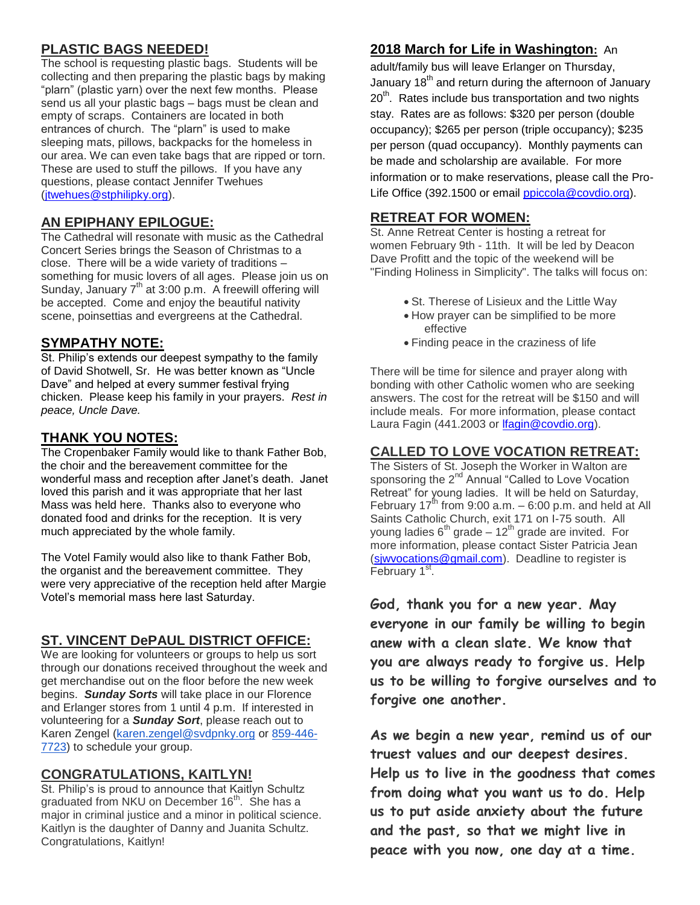## PLASTIC BAGS NEEDED!

The school is requesting plastic bags. Students will be collecting and then preparing the plastic bags by making "plarn" (plastic yarn) over the next few months. Please send us all your plastic bags – bags must be clean and empty of scraps. Containers are located in both entrances of church. The "plarn" is used to make sleeping mats, pillows, backpacks for the homeless in our area. We can even take bags that are ripped or torn. These are used to stuff the pillows. If you have any questions, please contact Jennifer Twehues (jtwehues@stphilipky.org).

## AN EPIPHANY EPILOGUE:

The Cathedral will resonate with music as the Cathedral Concert Series brings the Season of Christmas to a close. There will be a wide variety of traditions – something for music lovers of all ages. Please join us on Sunday, January 7th at 3:00 p.m. A freewill offering will be accepted. Come and enjoy the beautiful nativity scene, poinsettias and evergreens at the Cathedral.

## SYMPATHY NOTE:

St. Philip's extends our deepest sympathy to the family of David Shotwell, Sr. He was better known as "Uncle Dave" and helped at every summer festival frying chicken. Please keep his family in your prayers. *Rest in peace, Uncle Dave.*

## THANK YOU NOTES:

The Cropenbaker Family would like to thank Father Bob, the choir and the bereavement committee for the wonderful mass and reception after Janet's death. Janet loved this parish and it was appropriate that her last Mass was held here. Thanks also to everyone who donated food and drinks for the reception. It is very much appreciated by the whole family.

The Votel Family would also like to thank Father Bob, the organist and the bereavement committee. They were very appreciative of the reception held after Margie Votel's memorial mass here last Saturday.

## ST. VINCENT DePAUL DISTRICT OFFICE:

We are looking for volunteers or groups to help us sort through our donations received throughout the week and get merchandise out on the floor before the new week begins. ***Sunday Sorts*** will take place in our Florence and Erlanger stores from 1 until 4 p.m. If interested in volunteering for a ***Sunday Sort***, please reach out to Karen Zengel (karen.zengel@svdpnky.org or 859-446-7723) to schedule your group.

## CONGRATULATIONS, KAITLYN!

St. Philip's is proud to announce that Kaitlyn Schultz graduated from NKU on December 16th. She has a major in criminal justice and a minor in political science. Kaitlyn is the daughter of Danny and Juanita Schultz. Congratulations, Kaitlyn!

## 2018 March for Life in Washington:

An adult/family bus will leave Erlanger on Thursday, January 18th and return during the afternoon of January 20th. Rates include bus transportation and two nights stay. Rates are as follows: $320 per person (double occupancy); $265 per person (triple occupancy); $235 per person (quad occupancy). Monthly payments can be made and scholarship are available. For more information or to make reservations, please call the Pro-Life Office (392.1500 or email ppiccola@covdio.org).

## RETREAT FOR WOMEN:

St. Anne Retreat Center is hosting a retreat for women February 9th - 11th. It will be led by Deacon Dave Profitt and the topic of the weekend will be "Finding Holiness in Simplicity". The talks will focus on:

- St. Therese of Lisieux and the Little Way
- How prayer can be simplified to be more effective
- Finding peace in the craziness of life

There will be time for silence and prayer along with bonding with other Catholic women who are seeking answers. The cost for the retreat will be $150 and will include meals. For more information, please contact Laura Fagin (441.2003 or lfagin@covdio.org).

## CALLED TO LOVE VOCATION RETREAT:

The Sisters of St. Joseph the Worker in Walton are sponsoring the 2nd Annual "Called to Love Vocation Retreat" for young ladies. It will be held on Saturday, February 17th from 9:00 a.m. – 6:00 p.m. and held at All Saints Catholic Church, exit 171 on I-75 south. All young ladies 6th grade – 12th grade are invited. For more information, please contact Sister Patricia Jean (sjwvocations@gmail.com). Deadline to register is February 1st.

**God, thank you for a new year. May everyone in our family be willing to begin anew with a clean slate. We know that you are always ready to forgive us. Help us to be willing to forgive ourselves and to forgive one another.**

**As we begin a new year, remind us of our truest values and our deepest desires. Help us to live in the goodness that comes from doing what you want us to do. Help us to put aside anxiety about the future and the past, so that we might live in peace with you now, one day at a time.**